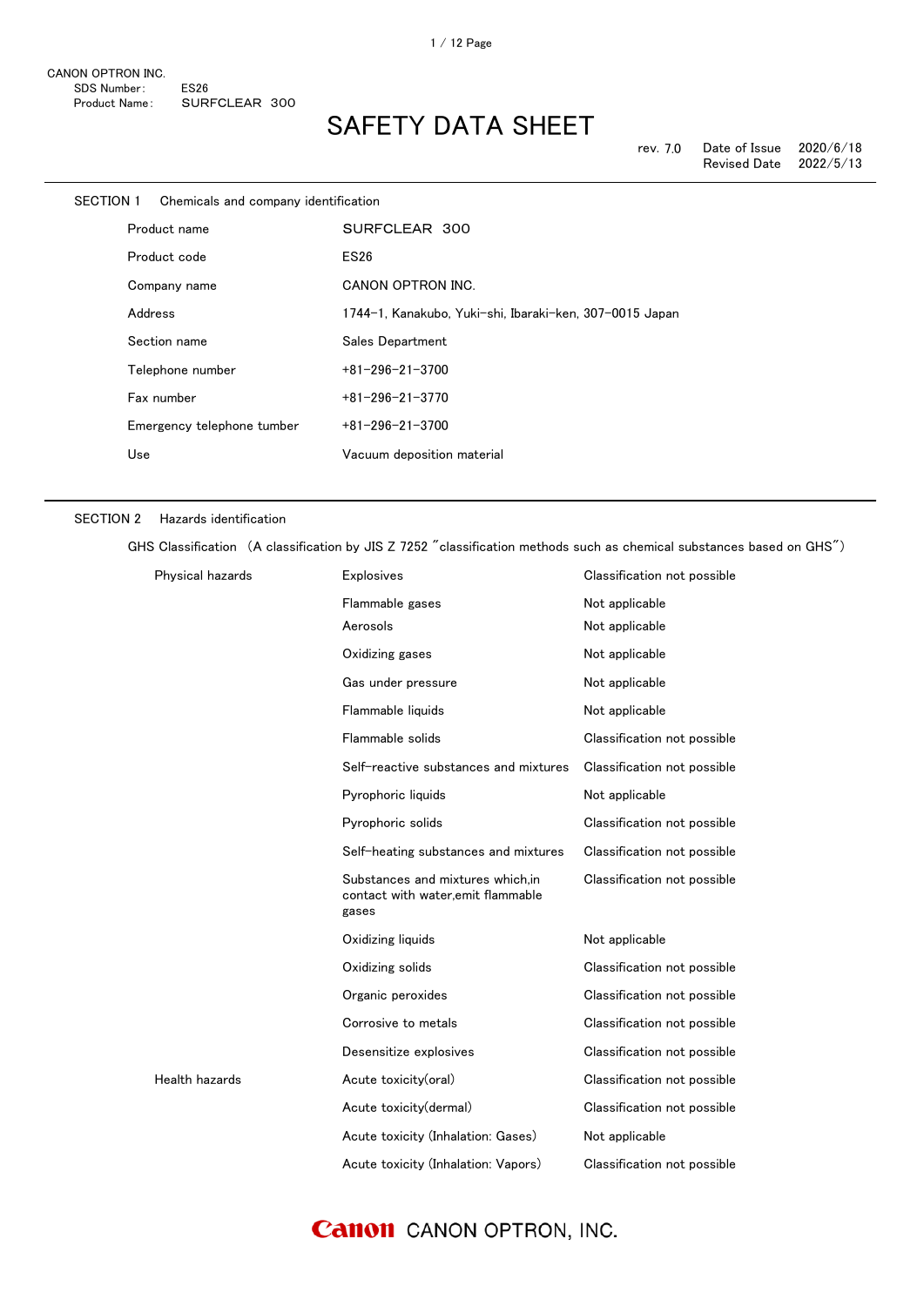CANON OPTRON INC.
SDS Number: ES26
Product Name: SURFCLEAR 300

# SAFETY DATA SHEET

rev. 7.0 Date of Issue 2020/6/18
Revised Date 2022/5/13

## SECTION 1 Chemicals and company identification

| | |
|---|---|
| Product name | SURFCLEAR 300 |
| Product code | ES26 |
| Company name | CANON OPTRON INC. |
| Address | 1744-1, Kanakubo, Yuki-shi, Ibaraki-ken, 307-0015 Japan |
| Section name | Sales Department |
| Telephone number | +81-296-21-3700 |
| Fax number | +81-296-21-3770 |
| Emergency telephone tumber | +81-296-21-3700 |
| Use | Vacuum deposition material |

## SECTION 2 Hazards identification

GHS Classification (A classification by JIS Z 7252 "classification methods such as chemical substances based on GHS")

| | | |
|---|---|---|
| Physical hazards | Explosives | Classification not possible |
| | Flammable gases | Not applicable |
| | Aerosols | Not applicable |
| | Oxidizing gases | Not applicable |
| | Gas under pressure | Not applicable |
| | Flammable liquids | Not applicable |
| | Flammable solids | Classification not possible |
| | Self-reactive substances and mixtures | Classification not possible |
| | Pyrophoric liquids | Not applicable |
| | Pyrophoric solids | Classification not possible |
| | Self-heating substances and mixtures | Classification not possible |
| | Substances and mixtures which,in contact with water,emit flammable gases | Classification not possible |
| | Oxidizing liquids | Not applicable |
| | Oxidizing solids | Classification not possible |
| | Organic peroxides | Classification not possible |
| | Corrosive to metals | Classification not possible |
| | Desensitize explosives | Classification not possible |
| Health hazards | Acute toxicity(oral) | Classification not possible |
| | Acute toxicity(dermal) | Classification not possible |
| | Acute toxicity (Inhalation: Gases) | Not applicable |
| | Acute toxicity (Inhalation: Vapors) | Classification not possible |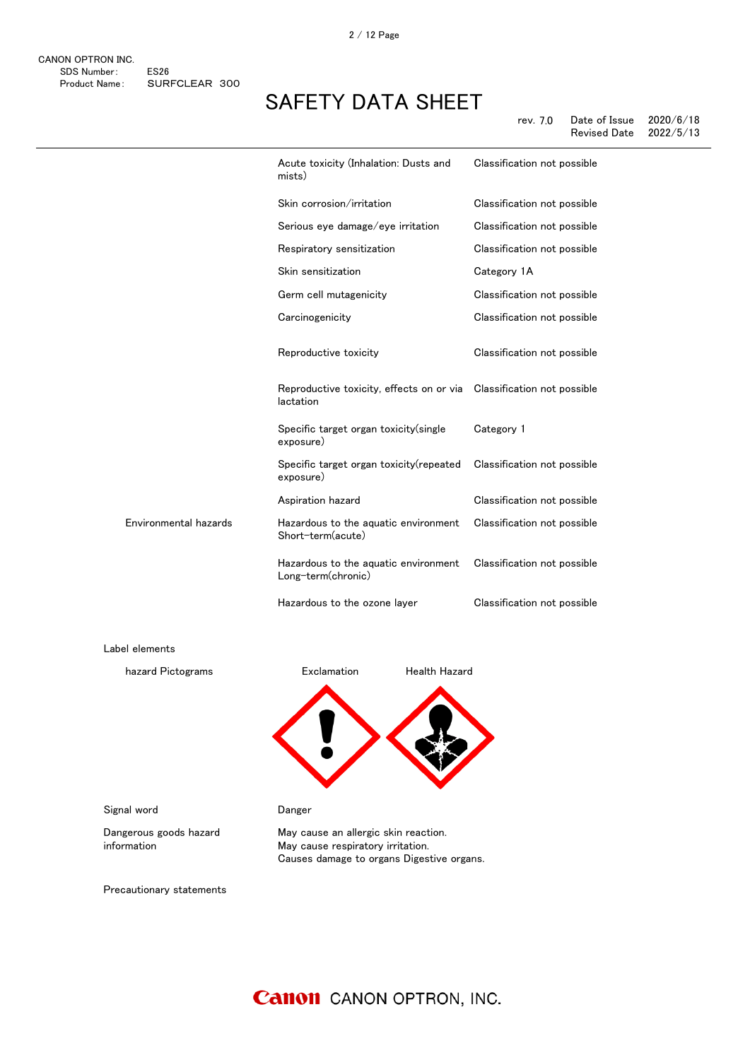| | | |
|---|---|---|
| | Acute toxicity (Inhalation: Dusts and mists) | Classification not possible |
| | Skin corrosion/irritation | Classification not possible |
| | Serious eye damage/eye irritation | Classification not possible |
| | Respiratory sensitization | Classification not possible |
| | Skin sensitization | Category 1A |
| | Germ cell mutagenicity | Classification not possible |
| | Carcinogenicity | Classification not possible |
| | Reproductive toxicity | Classification not possible |
| | Reproductive toxicity, effects on or via lactation | Classification not possible |
| | Specific target organ toxicity(single exposure) | Category 1 |
| | Specific target organ toxicity(repeated exposure) | Classification not possible |
| | Aspiration hazard | Classification not possible |
| Environmental hazards | Hazardous to the aquatic environment Short-term(acute) | Classification not possible |
| | Hazardous to the aquatic environment Long-term(chronic) | Classification not possible |
| | Hazardous to the ozone layer | Classification not possible |

Label elements

hazard Pictograms: Exclamation, Health Hazard

Signal word: Danger

Dangerous goods hazard information:
May cause an allergic skin reaction.
May cause respiratory irritation.
Causes damage to organs Digestive organs.

Precautionary statements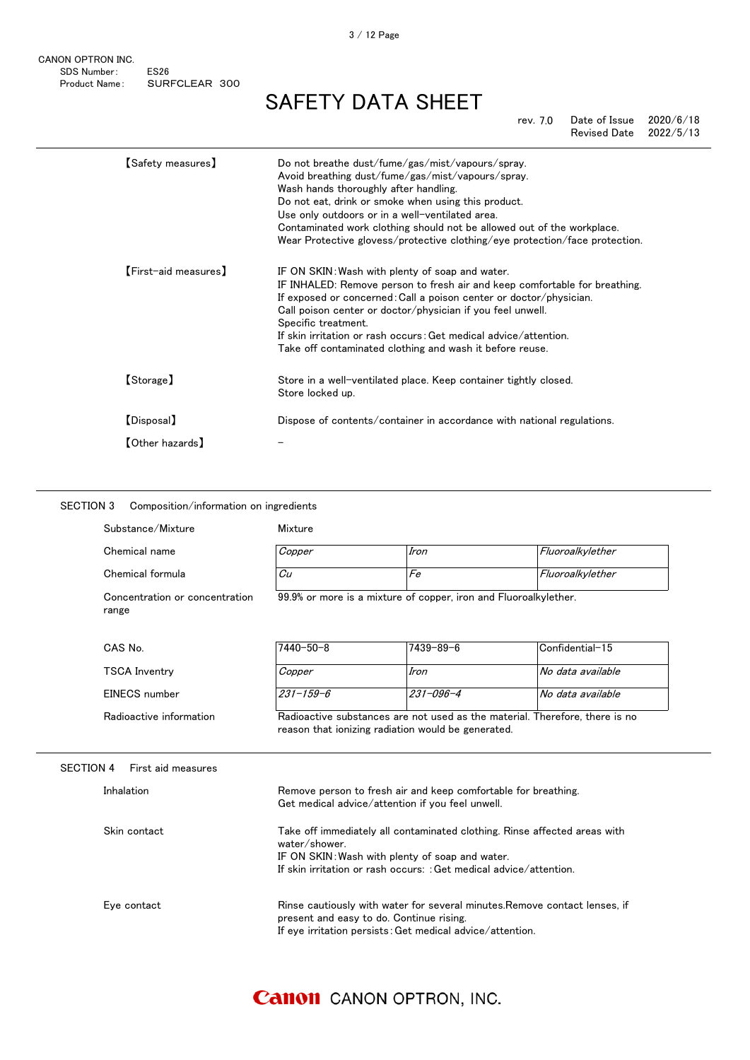| | |
|---|---|
| 【Safety measures】 | Do not breathe dust/fume/gas/mist/vapours/spray.<br>Avoid breathing dust/fume/gas/mist/vapours/spray.<br>Wash hands thoroughly after handling.<br>Do not eat, drink or smoke when using this product.<br>Use only outdoors or in a well-ventilated area.<br>Contaminated work clothing should not be allowed out of the workplace.<br>Wear Protective glovess/protective clothing/eye protection/face protection. |
| 【First-aid measures】 | IF ON SKIN:Wash with plenty of soap and water.<br>IF INHALED: Remove person to fresh air and keep comfortable for breathing.<br>If exposed or concerned:Call a poison center or doctor/physician.<br>Call poison center or doctor/physician if you feel unwell.<br>Specific treatment.<br>If skin irritation or rash occurs:Get medical advice/attention.<br>Take off contaminated clothing and wash it before reuse. |
| 【Storage】 | Store in a well-ventilated place. Keep container tightly closed.<br>Store locked up. |
| 【Disposal】 | Dispose of contents/container in accordance with national regulations. |
| 【Other hazards】 | – |

## SECTION 3 Composition/information on ingredients

Substance/Mixture: Mixture

| | | | |
|---|---|---|---|
| Chemical name | *Copper* | *Iron* | *Fluoroalkylether* |
| Chemical formula | *Cu* | *Fe* | *Fluoroalkylether* |
| Concentration or concentration range | 99.9% or more is a mixture of copper, iron and Fluoroalkylether. | | |
| CAS No. | 7440-50-8 | 7439-89-6 | Confidential-15 |
| TSCA Inventry | *Copper* | *Iron* | *No data available* |
| EINECS number | *231-159-6* | *231-096-4* | *No data available* |

Radioactive information: Radioactive substances are not used as the material. Therefore, there is no reason that ionizing radiation would be generated.

## SECTION 4 First aid measures

| | |
|---|---|
| Inhalation | Remove person to fresh air and keep comfortable for breathing.<br>Get medical advice/attention if you feel unwell. |
| Skin contact | Take off immediately all contaminated clothing. Rinse affected areas with water/shower.<br>IF ON SKIN:Wash with plenty of soap and water.<br>If skin irritation or rash occurs: :Get medical advice/attention. |
| Eye contact | Rinse cautiously with water for several minutes.Remove contact lenses, if present and easy to do. Continue rising.<br>If eye irritation persists:Get medical advice/attention. |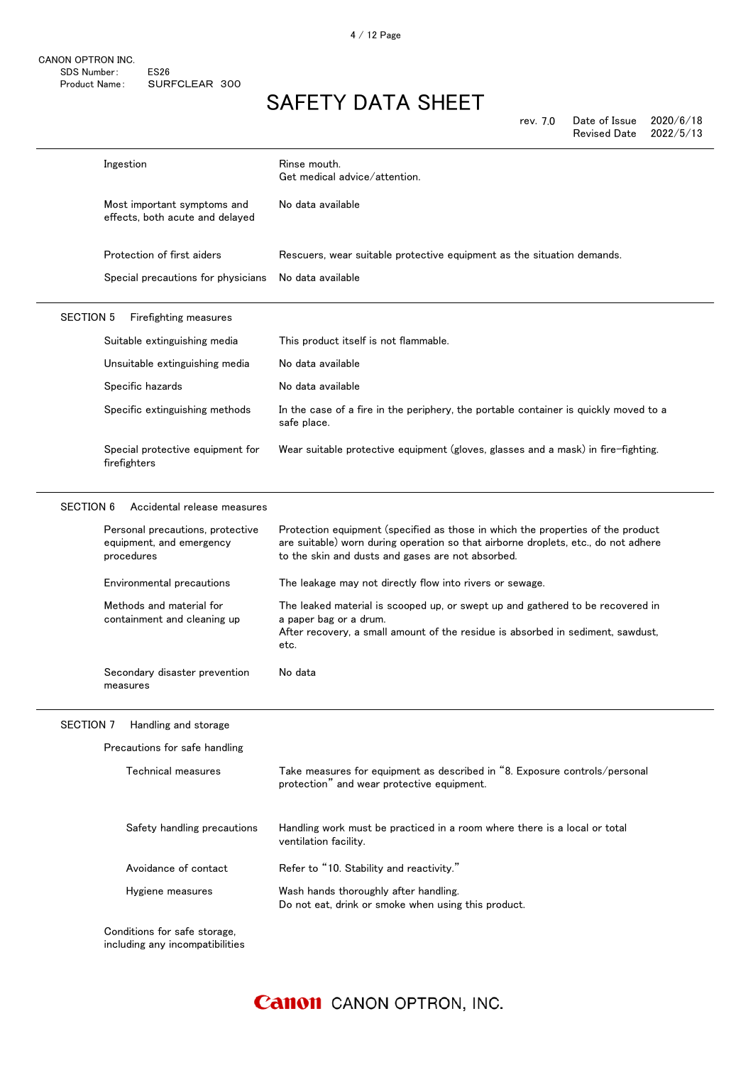| | |
|---|---|
| Ingestion | Rinse mouth.<br>Get medical advice/attention. |
| Most important symptoms and effects, both acute and delayed | No data available |
| Protection of first aiders | Rescuers, wear suitable protective equipment as the situation demands. |
| Special precautions for physicians | No data available |

## SECTION 5 Firefighting measures

| | |
|---|---|
| Suitable extinguishing media | This product itself is not flammable. |
| Unsuitable extinguishing media | No data available |
| Specific hazards | No data available |
| Specific extinguishing methods | In the case of a fire in the periphery, the portable container is quickly moved to a safe place. |
| Special protective equipment for firefighters | Wear suitable protective equipment (gloves, glasses and a mask) in fire-fighting. |

## SECTION 6 Accidental release measures

| | |
|---|---|
| Personal precautions, protective equipment, and emergency procedures | Protection equipment (specified as those in which the properties of the product are suitable) worn during operation so that airborne droplets, etc., do not adhere to the skin and dusts and gases are not absorbed. |
| Environmental precautions | The leakage may not directly flow into rivers or sewage. |
| Methods and material for containment and cleaning up | The leaked material is scooped up, or swept up and gathered to be recovered in a paper bag or a drum.<br>After recovery, a small amount of the residue is absorbed in sediment, sawdust, etc. |
| Secondary disaster prevention measures | No data |

## SECTION 7 Handling and storage

Precautions for safe handling

| | |
|---|---|
| Technical measures | Take measures for equipment as described in “8. Exposure controls/personal protection” and wear protective equipment. |
| Safety handling precautions | Handling work must be practiced in a room where there is a local or total ventilation facility. |
| Avoidance of contact | Refer to “10. Stability and reactivity.” |
| Hygiene measures | Wash hands thoroughly after handling.<br>Do not eat, drink or smoke when using this product. |

Conditions for safe storage, including any incompatibilities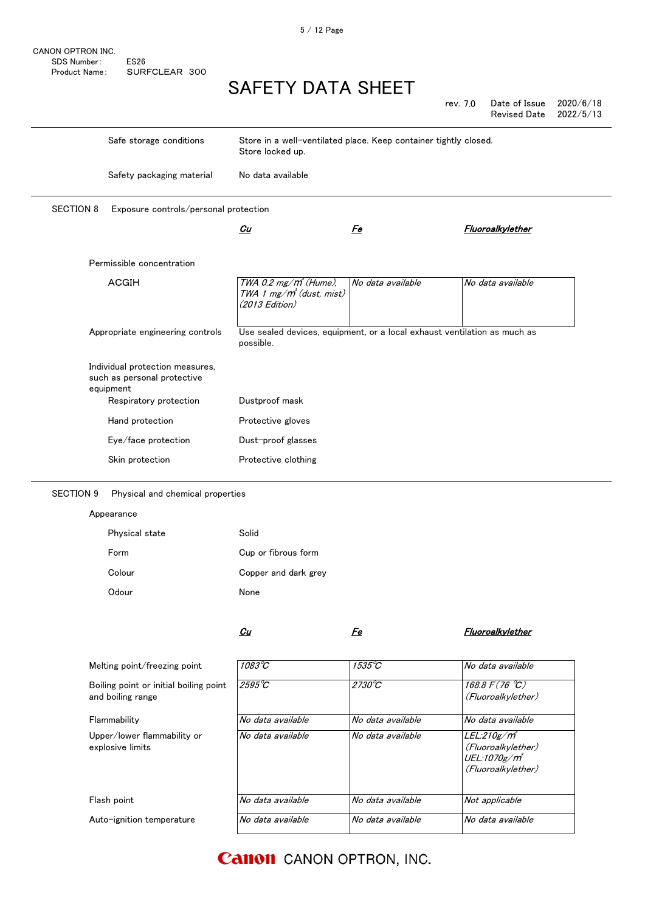| | |
|---|---|
| Safe storage conditions | Store in a well-ventilated place. Keep container tightly closed. Store locked up. |
| Safety packaging material | No data available |

## SECTION 8 Exposure controls/personal protection

Permissible concentration

| | *Cu* | *Fe* | *Fluoroalkylether* |
|---|---|---|---|
| ACGIH | *TWA 0.2 mg/m³ (Hume), TWA 1 mg/m³ (dust, mist) (2013 Edition)* | *No data available* | *No data available* |

| | |
|---|---|
| Appropriate engineering controls | Use sealed devices, equipment, or a local exhaust ventilation as much as possible. |

Individual protection measures, such as personal protective equipment

| | |
|---|---|
| Respiratory protection | Dustproof mask |
| Hand protection | Protective gloves |
| Eye/face protection | Dust-proof glasses |
| Skin protection | Protective clothing |

## SECTION 9 Physical and chemical properties

Appearance

| | |
|---|---|
| Physical state | Solid |
| Form | Cup or fibrous form |
| Colour | Copper and dark grey |
| Odour | None |

| | *Cu* | *Fe* | *Fluoroalkylether* |
|---|---|---|---|
| Melting point/freezing point | *1083℃* | *1535℃* | *No data available* |
| Boiling point or initial boiling point and boiling range | *2595℃* | *2730℃* | *168.8 F (76 ℃) (Fluoroalkylether)* |
| Flammability | *No data available* | *No data available* | *No data available* |
| Upper/lower flammability or explosive limits | *No data available* | *No data available* | *LEL:210g/m³ (Fluoroalkylether) UEL:1070g/m³ (Fluoroalkylether)* |
| Flash point | *No data available* | *No data available* | *Not applicable* |
| Auto-ignition temperature | *No data available* | *No data available* | *No data available* |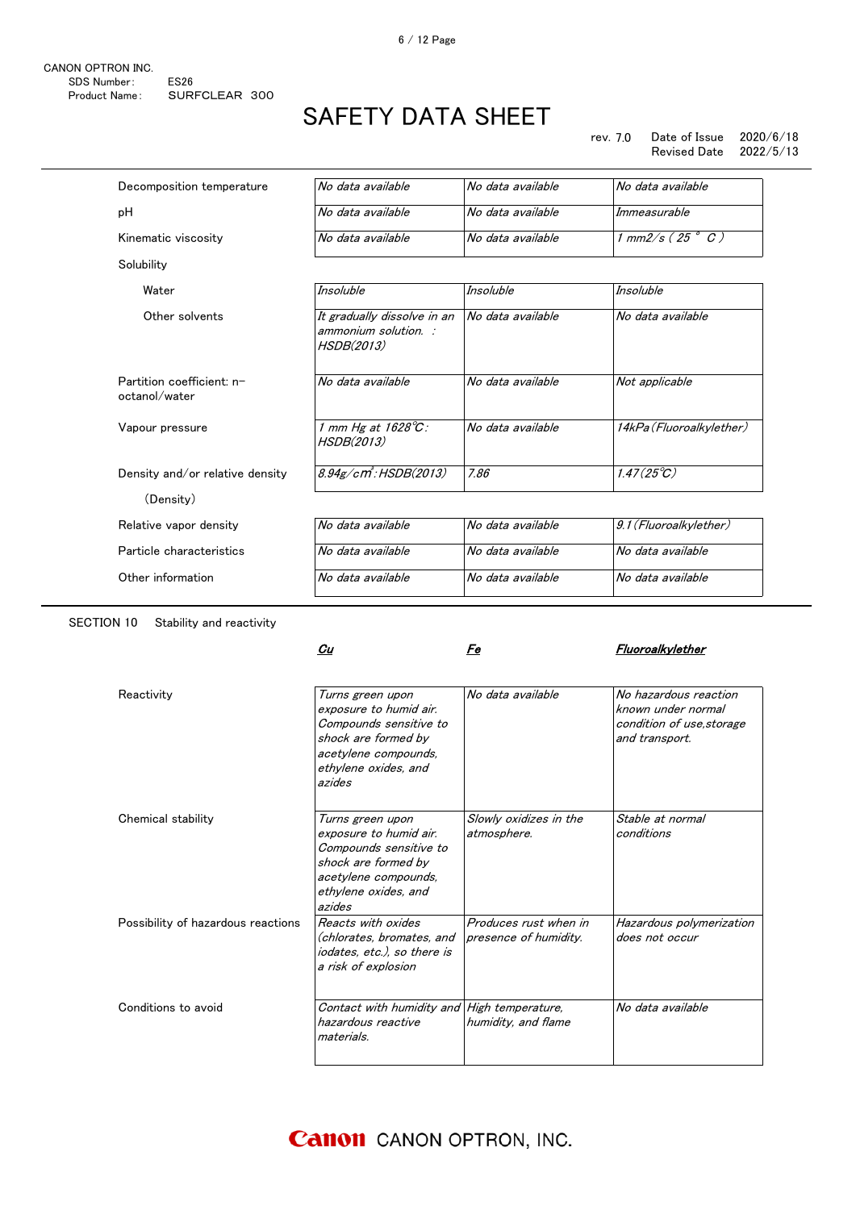CANON OPTRON INC.
SDS Number: ES26
Product Name: SURFCLEAR 300

# SAFETY DATA SHEET

rev. 7.0 Date of Issue 2020/6/18
Revised Date 2022/5/13

| | | | |
|---|---|---|---|
| Decomposition temperature | *No data available* | *No data available* | *No data available* |
| pH | *No data available* | *No data available* | *Immeasurable* |
| Kinematic viscosity | *No data available* | *No data available* | *1 mm2/s ( 25 ° C )* |
| Solubility | | | |
| Water | *Insoluble* | *Insoluble* | *Insoluble* |
| Other solvents | *It gradually dissolve in an ammonium solution. : HSDB(2013)* | *No data available* | *No data available* |
| Partition coefficient: n-octanol/water | *No data available* | *No data available* | *Not applicable* |
| Vapour pressure | *1 mm Hg at 1628℃: HSDB(2013)* | *No data available* | *14kPa (Fluoroalkylether)* |
| Density and/or relative density | *8.94g/cm³: HSDB(2013)* | *7.86* | *1.47(25℃)* |
| (Density) | | | |
| Relative vapor density | *No data available* | *No data available* | *9.1 (Fluoroalkylether)* |
| Particle characteristics | *No data available* | *No data available* | *No data available* |
| Other information | *No data available* | *No data available* | *No data available* |

SECTION 10 Stability and reactivity

| | ***Cu*** | ***Fe*** | ***Fluoroalkylether*** |
|---|---|---|---|
| Reactivity | *Turns green upon exposure to humid air. Compounds sensitive to shock are formed by acetylene compounds, ethylene oxides, and azides* | *No data available* | *No hazardous reaction known under normal condition of use,storage and transport.* |
| Chemical stability | *Turns green upon exposure to humid air. Compounds sensitive to shock are formed by acetylene compounds, ethylene oxides, and azides* | *Slowly oxidizes in the atmosphere.* | *Stable at normal conditions* |
| Possibility of hazardous reactions | *Reacts with oxides (chlorates, bromates, and iodates, etc.), so there is a risk of explosion* | *Produces rust when in presence of humidity.* | *Hazardous polymerization does not occur* |
| Conditions to avoid | *Contact with humidity and hazardous reactive materials.* | *High temperature, humidity, and flame* | *No data available* |

Canon CANON OPTRON, INC.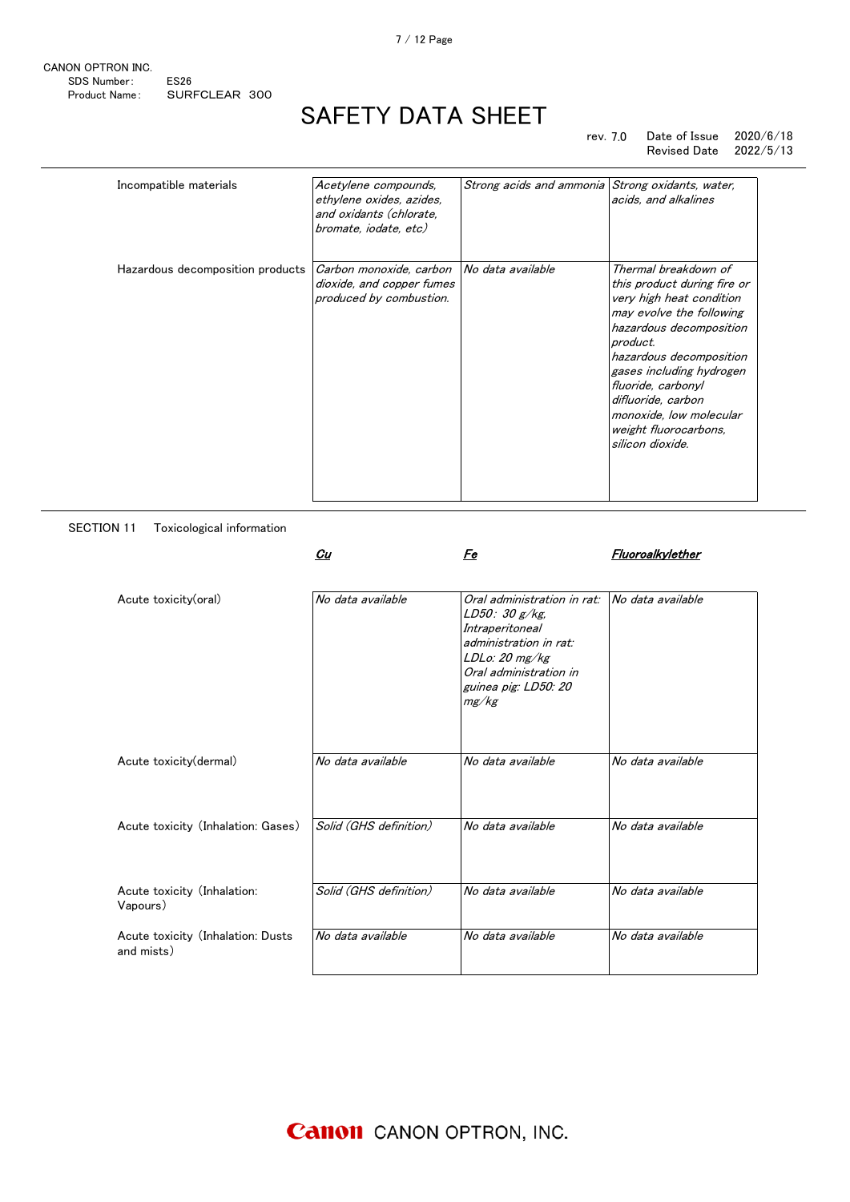| | | | |
|---|---|---|---|
| Incompatible materials | *Acetylene compounds, ethylene oxides, azides, and oxidants (chlorate, bromate, iodate, etc)* | *Strong acids and ammonia* | *Strong oxidants, water, acids, and alkalines* |
| Hazardous decomposition products | *Carbon monoxide, carbon dioxide, and copper fumes produced by combustion.* | *No data available* | *Thermal breakdown of this product during fire or very high heat condition may evolve the following hazardous decomposition product. hazardous decomposition gases including hydrogen fluoride, carbonyl difluoride, carbon monoxide, low molecular weight fluorocarbons, silicon dioxide.* |

SECTION 11　Toxicological information

| | ***Cu*** | ***Fe*** | ***Fluoroalkylether*** |
|---|---|---|---|
| Acute toxicity(oral) | *No data available* | *Oral administration in rat: LD50: 30 g/kg, Intraperitoneal administration in rat: LDLo: 20 mg/kg Oral administration in guinea pig: LD50: 20 mg/kg* | *No data available* |
| Acute toxicity(dermal) | *No data available* | *No data available* | *No data available* |
| Acute toxicity (Inhalation: Gases) | *Solid (GHS definition)* | *No data available* | *No data available* |
| Acute toxicity (Inhalation: Vapours) | *Solid (GHS definition)* | *No data available* | *No data available* |
| Acute toxicity (Inhalation: Dusts and mists) | *No data available* | *No data available* | *No data available* |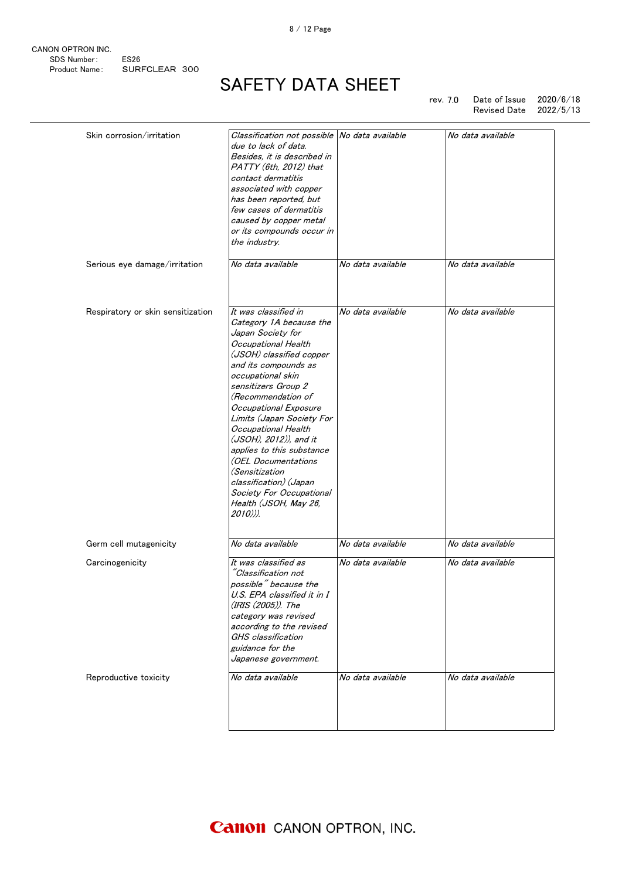| | | | |
|---|---|---|---|
| Skin corrosion/irritation | *Classification not possible due to lack of data. Besides, it is described in PATTY (6th, 2012) that contact dermatitis associated with copper has been reported, but few cases of dermatitis caused by copper metal or its compounds occur in the industry.* | *No data available* | *No data available* |
| Serious eye damage/irritation | *No data available* | *No data available* | *No data available* |
| Respiratory or skin sensitization | *It was classified in Category 1A because the Japan Society for Occupational Health (JSOH) classified copper and its compounds as occupational skin sensitizers Group 2 (Recommendation of Occupational Exposure Limits (Japan Society For Occupational Health (JSOH), 2012)), and it applies to this substance (OEL Documentations (Sensitization classification) (Japan Society For Occupational Health (JSOH, May 26, 2010))).* | *No data available* | *No data available* |
| Germ cell mutagenicity | *No data available* | *No data available* | *No data available* |
| Carcinogenicity | *It was classified as "Classification not possible" because the U.S. EPA classified it in I (IRIS (2005)). The category was revised according to the revised GHS classification guidance for the Japanese government.* | *No data available* | *No data available* |
| Reproductive toxicity | *No data available* | *No data available* | *No data available* |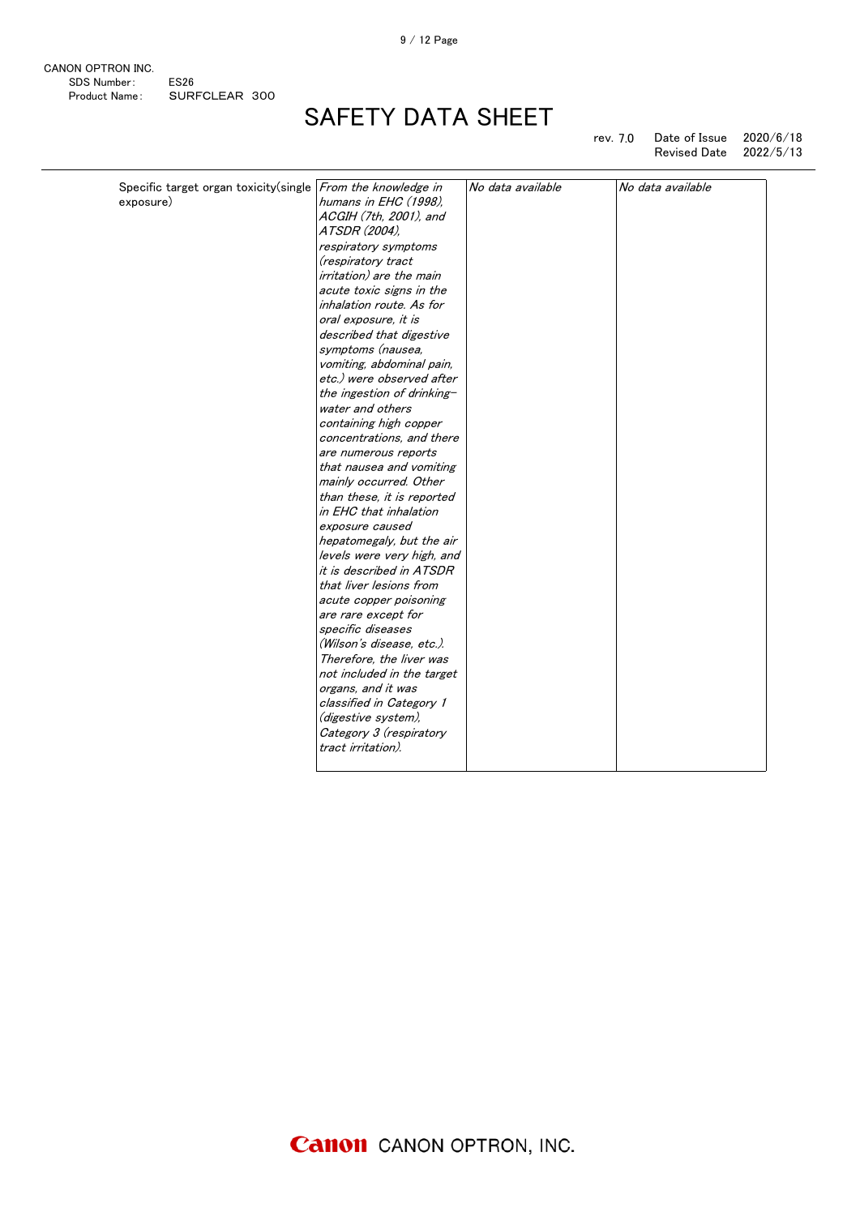| Specific target organ toxicity(single exposure) | *From the knowledge in humans in EHC (1998), ACGIH (7th, 2001), and ATSDR (2004), respiratory symptoms (respiratory tract irritation) are the main acute toxic signs in the inhalation route. As for oral exposure, it is described that digestive symptoms (nausea, vomiting, abdominal pain, etc.) were observed after the ingestion of drinking-water and others containing high copper concentrations, and there are numerous reports that nausea and vomiting mainly occurred. Other than these, it is reported in EHC that inhalation exposure caused hepatomegaly, but the air levels were very high, and it is described in ATSDR that liver lesions from acute copper poisoning are rare except for specific diseases (Wilson's disease, etc.). Therefore, the liver was not included in the target organs, and it was classified in Category 1 (digestive system), Category 3 (respiratory tract irritation).* | *No data available* | *No data available* |
|---|---|---|---|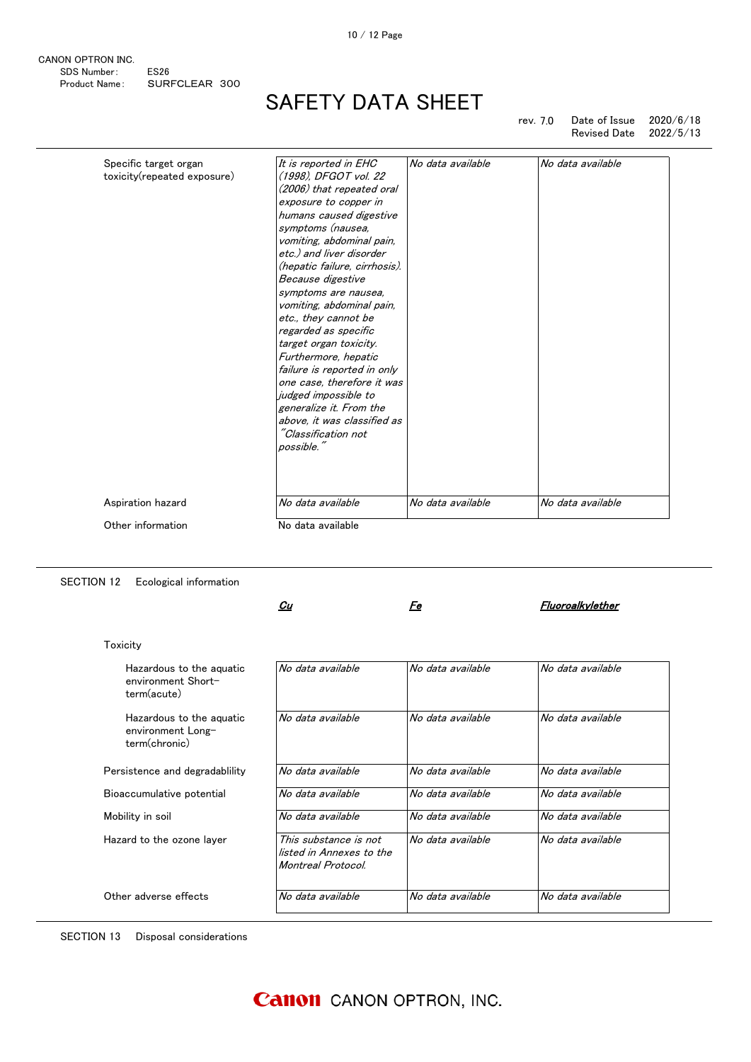| | | | |
|---|---|---|---|
| Specific target organ toxicity(repeated exposure) | *It is reported in EHC (1998), DFGOT vol. 22 (2006) that repeated oral exposure to copper in humans caused digestive symptoms (nausea, vomiting, abdominal pain, etc.) and liver disorder (hepatic failure, cirrhosis). Because digestive symptoms are nausea, vomiting, abdominal pain, etc., they cannot be regarded as specific target organ toxicity. Furthermore, hepatic failure is reported in only one case, therefore it was judged impossible to generalize it. From the above, it was classified as "Classification not possible."* | *No data available* | *No data available* |
| Aspiration hazard | *No data available* | *No data available* | *No data available* |

Other information: No data available

## SECTION 12 Ecological information

| | ***Cu*** | ***Fe*** | ***Fluoroalkylether*** |
|---|---|---|---|
| **Toxicity** | | | |
| Hazardous to the aquatic environment Short-term(acute) | *No data available* | *No data available* | *No data available* |
| Hazardous to the aquatic environment Long-term(chronic) | *No data available* | *No data available* | *No data available* |
| Persistence and degradablility | *No data available* | *No data available* | *No data available* |
| Bioaccumulative potential | *No data available* | *No data available* | *No data available* |
| Mobility in soil | *No data available* | *No data available* | *No data available* |
| Hazard to the ozone layer | *This substance is not listed in Annexes to the Montreal Protocol.* | *No data available* | *No data available* |
| Other adverse effects | *No data available* | *No data available* | *No data available* |

## SECTION 13 Disposal considerations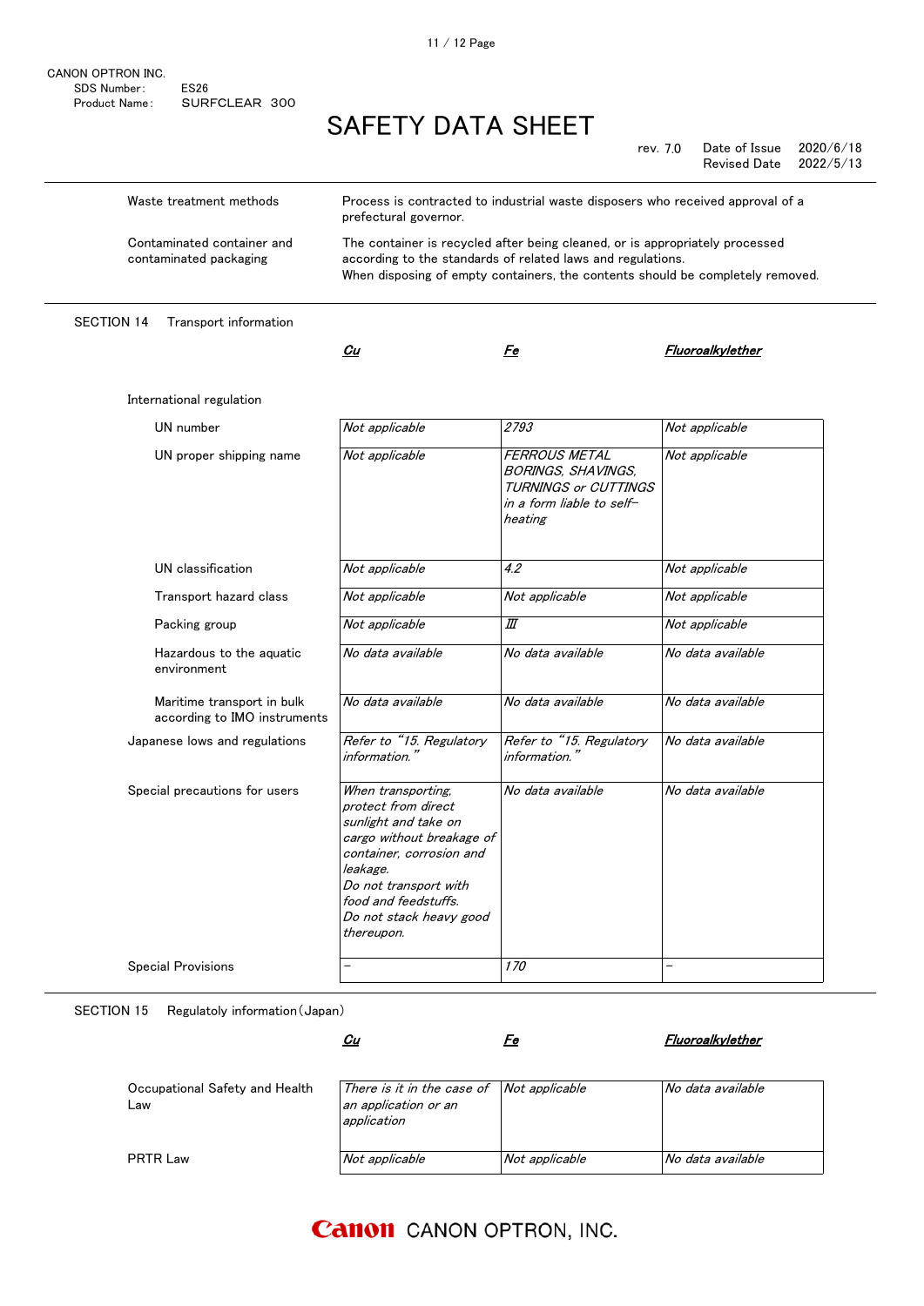CANON OPTRON INC.
SDS Number: ES26
Product Name: SURFCLEAR 300

# SAFETY DATA SHEET

rev. 7.0 Date of Issue 2020/6/18
Revised Date 2022/5/13

| | |
|---|---|
| Waste treatment methods | Process is contracted to industrial waste disposers who received approval of a prefectural governor. |
| Contaminated container and contaminated packaging | The container is recycled after being cleaned, or is appropriately processed according to the standards of related laws and regulations. When disposing of empty containers, the contents should be completely removed. |

## SECTION 14 Transport information

| | *Cu* | *Fe* | *Fluoroalkylether* |
|---|---|---|---|
| **International regulation** | | | |
| UN number | *Not applicable* | *2793* | *Not applicable* |
| UN proper shipping name | *Not applicable* | *FERROUS METAL BORINGS, SHAVINGS, TURNINGS or CUTTINGS in a form liable to self-heating* | *Not applicable* |
| UN classification | *Not applicable* | *4.2* | *Not applicable* |
| Transport hazard class | *Not applicable* | *Not applicable* | *Not applicable* |
| Packing group | *Not applicable* | *Ⅲ* | *Not applicable* |
| Hazardous to the aquatic environment | *No data available* | *No data available* | *No data available* |
| Maritime transport in bulk according to IMO instruments | *No data available* | *No data available* | *No data available* |
| Japanese lows and regulations | *Refer to "15. Regulatory information."* | *Refer to "15. Regulatory information."* | *No data available* |
| Special precautions for users | *When transporting, protect from direct sunlight and take on cargo without breakage of container, corrosion and leakage. Do not transport with food and feedstuffs. Do not stack heavy good thereupon.* | *No data available* | *No data available* |
| Special Provisions | *–* | *170* | *–* |

## SECTION 15 Regulatoly information(Japan)

| | *Cu* | *Fe* | *Fluoroalkylether* |
|---|---|---|---|
| Occupational Safety and Health Law | *There is it in the case of an application or an application* | *Not applicable* | *No data available* |
| PRTR Law | *Not applicable* | *Not applicable* | *No data available* |

Canon CANON OPTRON, INC.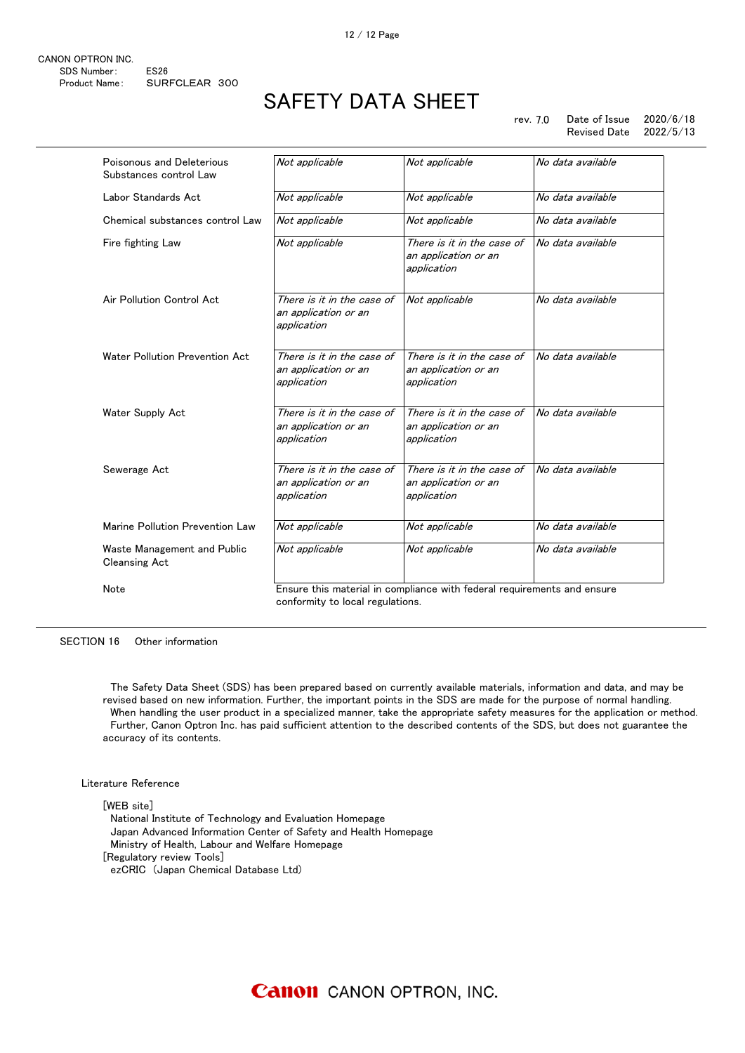| | | | |
|---|---|---|---|
| Poisonous and Deleterious Substances control Law | *Not applicable* | *Not applicable* | *No data available* |
| Labor Standards Act | *Not applicable* | *Not applicable* | *No data available* |
| Chemical substances control Law | *Not applicable* | *Not applicable* | *No data available* |
| Fire fighting Law | *Not applicable* | *There is it in the case of an application or an application* | *No data available* |
| Air Pollution Control Act | *There is it in the case of an application or an application* | *Not applicable* | *No data available* |
| Water Pollution Prevention Act | *There is it in the case of an application or an application* | *There is it in the case of an application or an application* | *No data available* |
| Water Supply Act | *There is it in the case of an application or an application* | *There is it in the case of an application or an application* | *No data available* |
| Sewerage Act | *There is it in the case of an application or an application* | *There is it in the case of an application or an application* | *No data available* |
| Marine Pollution Prevention Law | *Not applicable* | *Not applicable* | *No data available* |
| Waste Management and Public Cleansing Act | *Not applicable* | *Not applicable* | *No data available* |

Note: Ensure this material in compliance with federal requirements and ensure conformity to local regulations.

## SECTION 16 Other information

The Safety Data Sheet (SDS) has been prepared based on currently available materials, information and data, and may be revised based on new information. Further, the important points in the SDS are made for the purpose of normal handling.
When handling the user product in a specialized manner, take the appropriate safety measures for the application or method.
Further, Canon Optron Inc. has paid sufficient attention to the described contents of the SDS, but does not guarantee the accuracy of its contents.

### Literature Reference

[WEB site]
National Institute of Technology and Evaluation Homepage
Japan Advanced Information Center of Safety and Health Homepage
Ministry of Health, Labour and Welfare Homepage
[Regulatory review Tools]
ezCRIC（Japan Chemical Database Ltd）